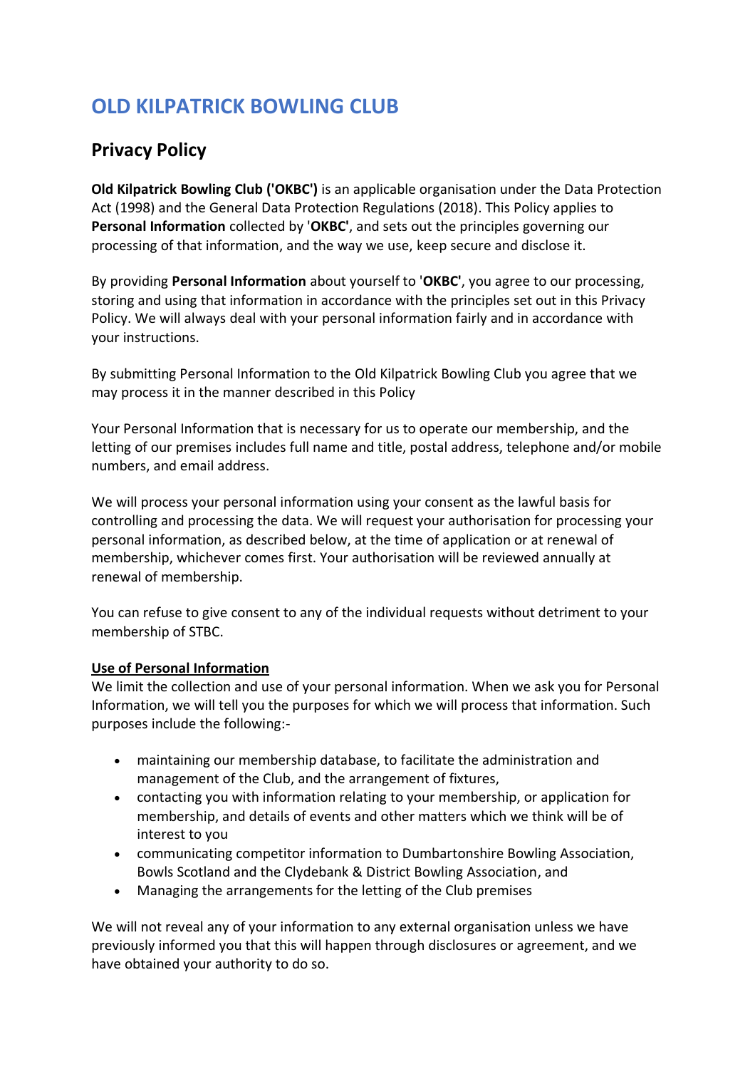# OLD KILPATRICK BOWLING CLUB

## Privacy Policy

**Old Kilpatrick Bowling Club ('OKBC')** is an applicable organisation under the Data Protection Act (1998) and the General Data Protection Regulations (2018). This Policy applies to **Personal Information** collected by '**OKBC'**, and sets out the principles governing our processing of that information, and the way we use, keep secure and disclose it.

By providing **Personal Information** about yourself to '**OKBC'**, you agree to our processing, storing and using that information in accordance with the principles set out in this Privacy Policy. We will always deal with your personal information fairly and in accordance with your instructions.

By submitting Personal Information to the Old Kilpatrick Bowling Club you agree that we may process it in the manner described in this Policy

Your Personal Information that is necessary for us to operate our membership, and the letting of our premises includes full name and title, postal address, telephone and/or mobile numbers, and email address.

We will process your personal information using your consent as the lawful basis for controlling and processing the data. We will request your authorisation for processing your personal information, as described below, at the time of application or at renewal of membership, whichever comes first. Your authorisation will be reviewed annually at renewal of membership.

You can refuse to give consent to any of the individual requests without detriment to your membership of STBC.

**Use of Personal Information**

We limit the collection and use of your personal information. When we ask you for Personal Information, we will tell you the purposes for which we will process that information. Such purposes include the following:-

- maintaining our membership database, to facilitate the administration and management of the Club, and the arrangement of fixtures,
- contacting you with information relating to your membership, or application for membership, and details of events and other matters which we think will be of interest to you
- communicating competitor information to Dumbartonshire Bowling Association, Bowls Scotland and the Clydebank & District Bowling Association, and
- Managing the arrangements for the letting of the Club premises

We will not reveal any of your information to any external organisation unless we have previously informed you that this will happen through disclosures or agreement, and we have obtained your authority to do so.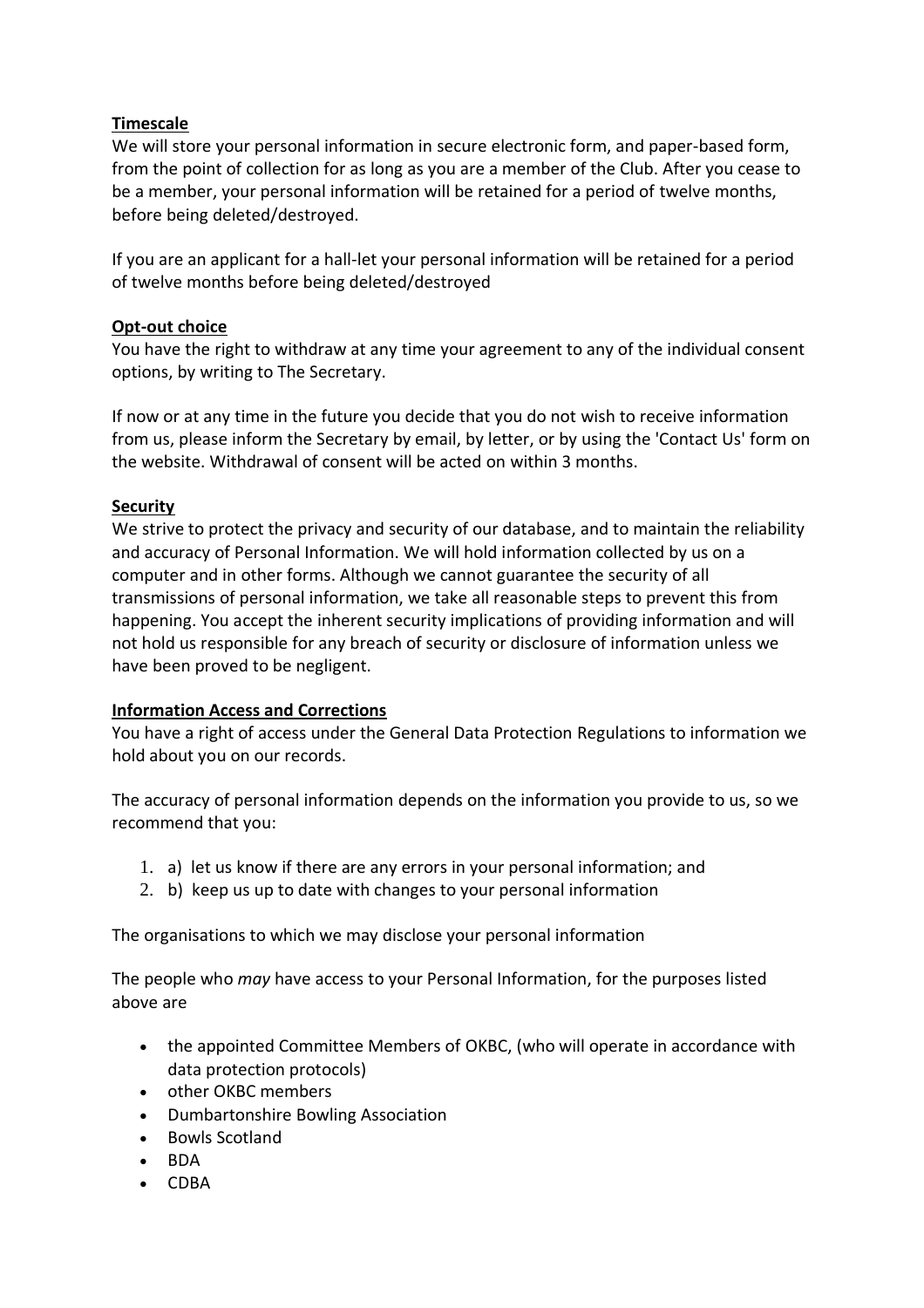**Timescale**

We will store your personal information in secure electronic form, and paper-based form, from the point of collection for as long as you are a member of the Club. After you cease to be a member, your personal information will be retained for a period of twelve months, before being deleted/destroyed.

If you are an applicant for a hall-let your personal information will be retained for a period of twelve months before being deleted/destroyed

**Opt-out choice**

You have the right to withdraw at any time your agreement to any of the individual consent options, by writing to The Secretary.

If now or at any time in the future you decide that you do not wish to receive information from us, please inform the Secretary by email, by letter, or by using the 'Contact Us' form on the website. Withdrawal of consent will be acted on within 3 months.

**Security**

We strive to protect the privacy and security of our database, and to maintain the reliability and accuracy of Personal Information. We will hold information collected by us on a computer and in other forms. Although we cannot guarantee the security of all transmissions of personal information, we take all reasonable steps to prevent this from happening. You accept the inherent security implications of providing information and will not hold us responsible for any breach of security or disclosure of information unless we have been proved to be negligent.

**Information Access and Corrections**

You have a right of access under the General Data Protection Regulations to information we hold about you on our records.

The accuracy of personal information depends on the information you provide to us, so we recommend that you:

1. a) let us know if there are any errors in your personal information; and
2. b) keep us up to date with changes to your personal information

The organisations to which we may disclose your personal information

The people who *may* have access to your Personal Information, for the purposes listed above are

- the appointed Committee Members of OKBC, (who will operate in accordance with data protection protocols)
- other OKBC members
- Dumbartonshire Bowling Association
- Bowls Scotland
- BDA
- CDBA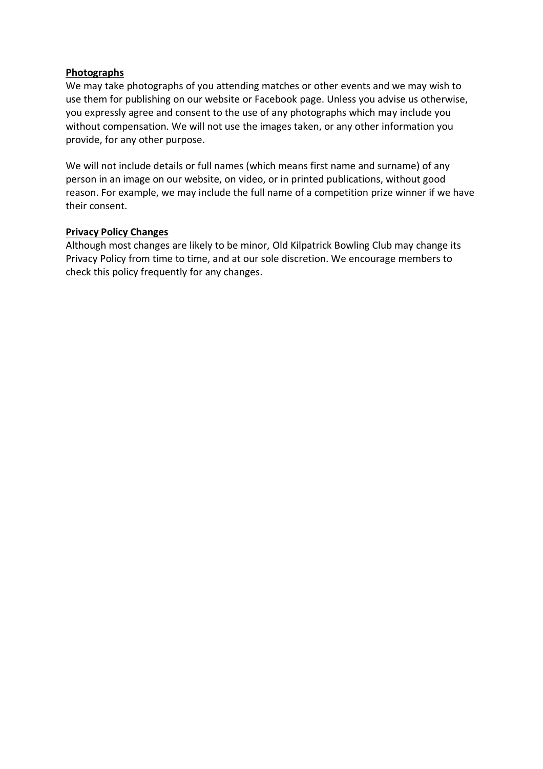**Photographs**

We may take photographs of you attending matches or other events and we may wish to use them for publishing on our website or Facebook page. Unless you advise us otherwise, you expressly agree and consent to the use of any photographs which may include you without compensation. We will not use the images taken, or any other information you provide, for any other purpose.

We will not include details or full names (which means first name and surname) of any person in an image on our website, on video, or in printed publications, without good reason. For example, we may include the full name of a competition prize winner if we have their consent.

**Privacy Policy Changes**

Although most changes are likely to be minor, Old Kilpatrick Bowling Club may change its Privacy Policy from time to time, and at our sole discretion. We encourage members to check this policy frequently for any changes.